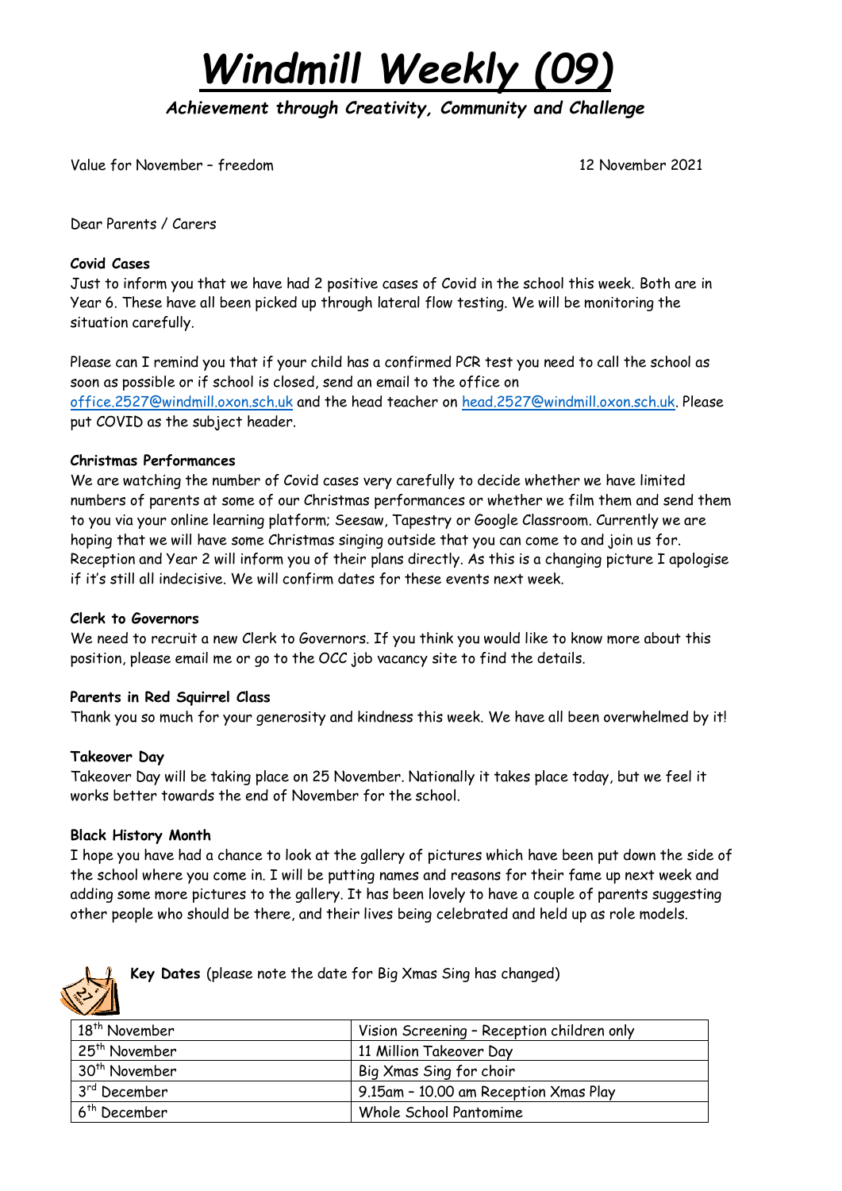# *Windmill Weekly (09)*

***Achievement through Creativity, Community and Challenge***

Value for November – freedom

12 November 2021

Dear Parents / Carers

**Covid Cases**

Just to inform you that we have had 2 positive cases of Covid in the school this week. Both are in Year 6. These have all been picked up through lateral flow testing. We will be monitoring the situation carefully.

Please can I remind you that if your child has a confirmed PCR test you need to call the school as soon as possible or if school is closed, send an email to the office on office.2527@windmill.oxon.sch.uk and the head teacher on head.2527@windmill.oxon.sch.uk. Please put COVID as the subject header.

**Christmas Performances**

We are watching the number of Covid cases very carefully to decide whether we have limited numbers of parents at some of our Christmas performances or whether we film them and send them to you via your online learning platform; Seesaw, Tapestry or Google Classroom. Currently we are hoping that we will have some Christmas singing outside that you can come to and join us for. Reception and Year 2 will inform you of their plans directly. As this is a changing picture I apologise if it's still all indecisive. We will confirm dates for these events next week.

**Clerk to Governors**

We need to recruit a new Clerk to Governors. If you think you would like to know more about this position, please email me or go to the OCC job vacancy site to find the details.

**Parents in Red Squirrel Class**

Thank you so much for your generosity and kindness this week. We have all been overwhelmed by it!

**Takeover Day**

Takeover Day will be taking place on 25 November. Nationally it takes place today, but we feel it works better towards the end of November for the school.

**Black History Month**

I hope you have had a chance to look at the gallery of pictures which have been put down the side of the school where you come in. I will be putting names and reasons for their fame up next week and adding some more pictures to the gallery. It has been lovely to have a couple of parents suggesting other people who should be there, and their lives being celebrated and held up as role models.

**Key Dates** (please note the date for Big Xmas Sing has changed)

| | |
|---|---|
| 18th November | Vision Screening – Reception children only |
| 25th November | 11 Million Takeover Day |
| 30th November | Big Xmas Sing for choir |
| 3rd December | 9.15am – 10.00 am Reception Xmas Play |
| 6th December | Whole School Pantomime |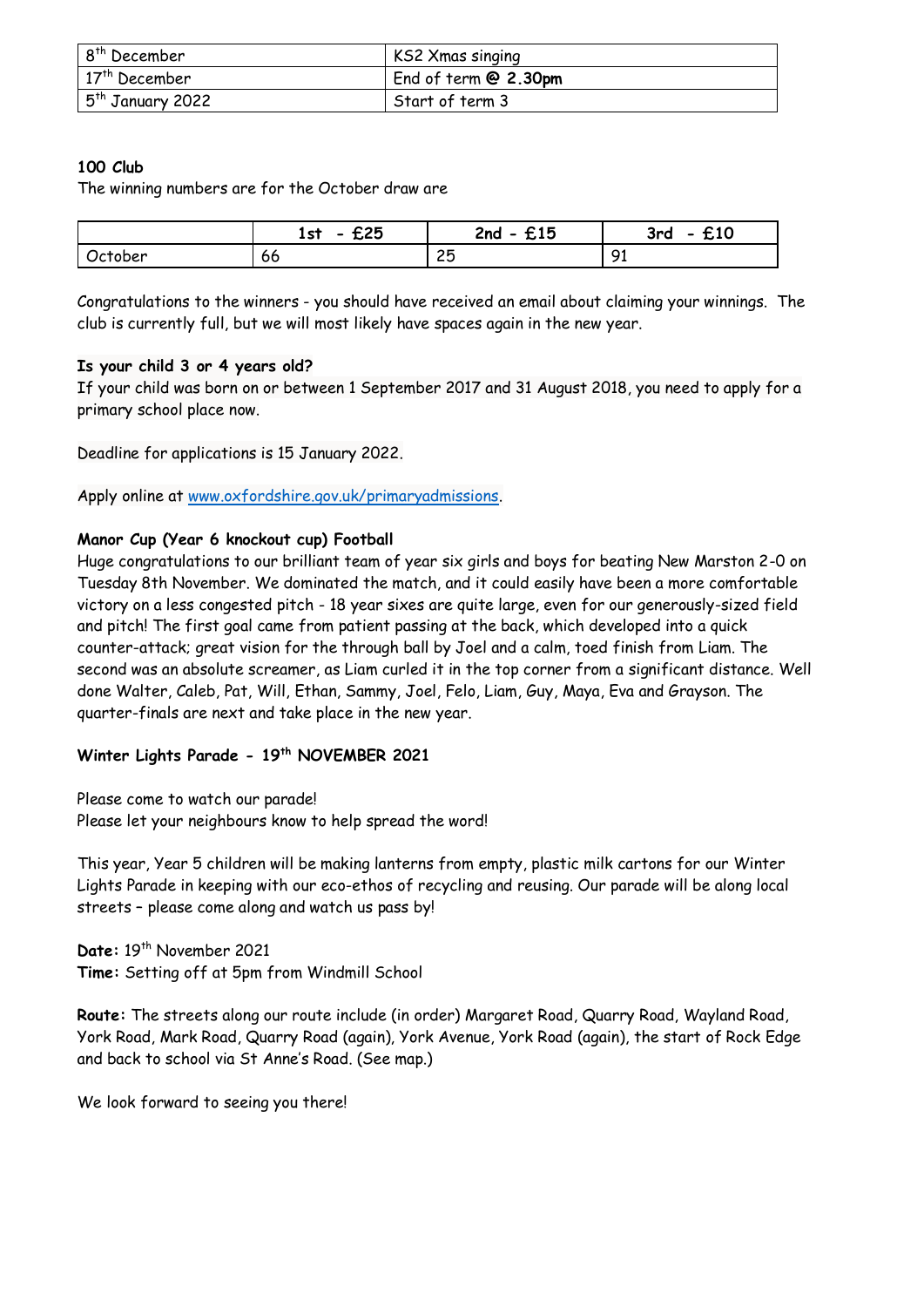| 8th December | KS2 Xmas singing |
|---|---|
| 17th December | End of term **@ 2.30pm** |
| 5th January 2022 | Start of term 3 |

**100 Club**

The winning numbers are for the October draw are

| | **1st - £25** | **2nd - £15** | **3rd - £10** |
|---|---|---|---|
| October | 66 | 25 | 91 |

Congratulations to the winners - you should have received an email about claiming your winnings. The club is currently full, but we will most likely have spaces again in the new year.

**Is your child 3 or 4 years old?**

If your child was born on or between 1 September 2017 and 31 August 2018, you need to apply for a primary school place now.

Deadline for applications is 15 January 2022.

Apply online at www.oxfordshire.gov.uk/primaryadmissions.

**Manor Cup (Year 6 knockout cup) Football**

Huge congratulations to our brilliant team of year six girls and boys for beating New Marston 2-0 on Tuesday 8th November. We dominated the match, and it could easily have been a more comfortable victory on a less congested pitch - 18 year sixes are quite large, even for our generously-sized field and pitch! The first goal came from patient passing at the back, which developed into a quick counter-attack; great vision for the through ball by Joel and a calm, toed finish from Liam. The second was an absolute screamer, as Liam curled it in the top corner from a significant distance. Well done Walter, Caleb, Pat, Will, Ethan, Sammy, Joel, Felo, Liam, Guy, Maya, Eva and Grayson. The quarter-finals are next and take place in the new year.

**Winter Lights Parade - 19th NOVEMBER 2021**

Please come to watch our parade!
Please let your neighbours know to help spread the word!

This year, Year 5 children will be making lanterns from empty, plastic milk cartons for our Winter Lights Parade in keeping with our eco-ethos of recycling and reusing. Our parade will be along local streets – please come along and watch us pass by!

**Date:** 19th November 2021
**Time:** Setting off at 5pm from Windmill School

**Route:** The streets along our route include (in order) Margaret Road, Quarry Road, Wayland Road, York Road, Mark Road, Quarry Road (again), York Avenue, York Road (again), the start of Rock Edge and back to school via St Anne's Road. (See map.)

We look forward to seeing you there!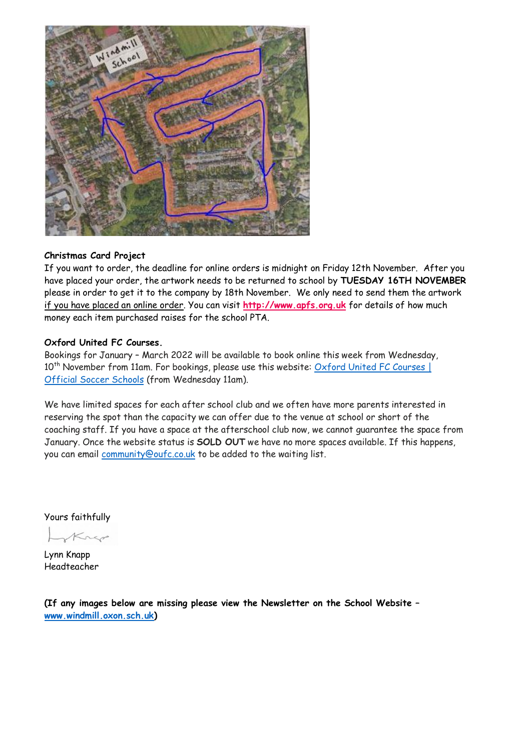**Christmas Card Project**

If you want to order, the deadline for online orders is midnight on Friday 12th November. After you have placed your order, the artwork needs to be returned to school by **TUESDAY 16TH NOVEMBER** please in order to get it to the company by 18th November. We only need to send them the artwork if you have placed an online order. You can visit **http://www.apfs.org.uk** for details of how much money each item purchased raises for the school PTA.

**Oxford United FC Courses.**

Bookings for January – March 2022 will be available to book online this week from Wednesday, 10th November from 11am. For bookings, please use this website: Oxford United FC Courses | Official Soccer Schools (from Wednesday 11am).

We have limited spaces for each after school club and we often have more parents interested in reserving the spot than the capacity we can offer due to the venue at school or short of the coaching staff. If you have a space at the afterschool club now, we cannot guarantee the space from January. Once the website status is **SOLD OUT** we have no more spaces available. If this happens, you can email community@oufc.co.uk to be added to the waiting list.

Yours faithfully

Lynn Knapp
Headteacher

**(If any images below are missing please view the Newsletter on the School Website – www.windmill.oxon.sch.uk)**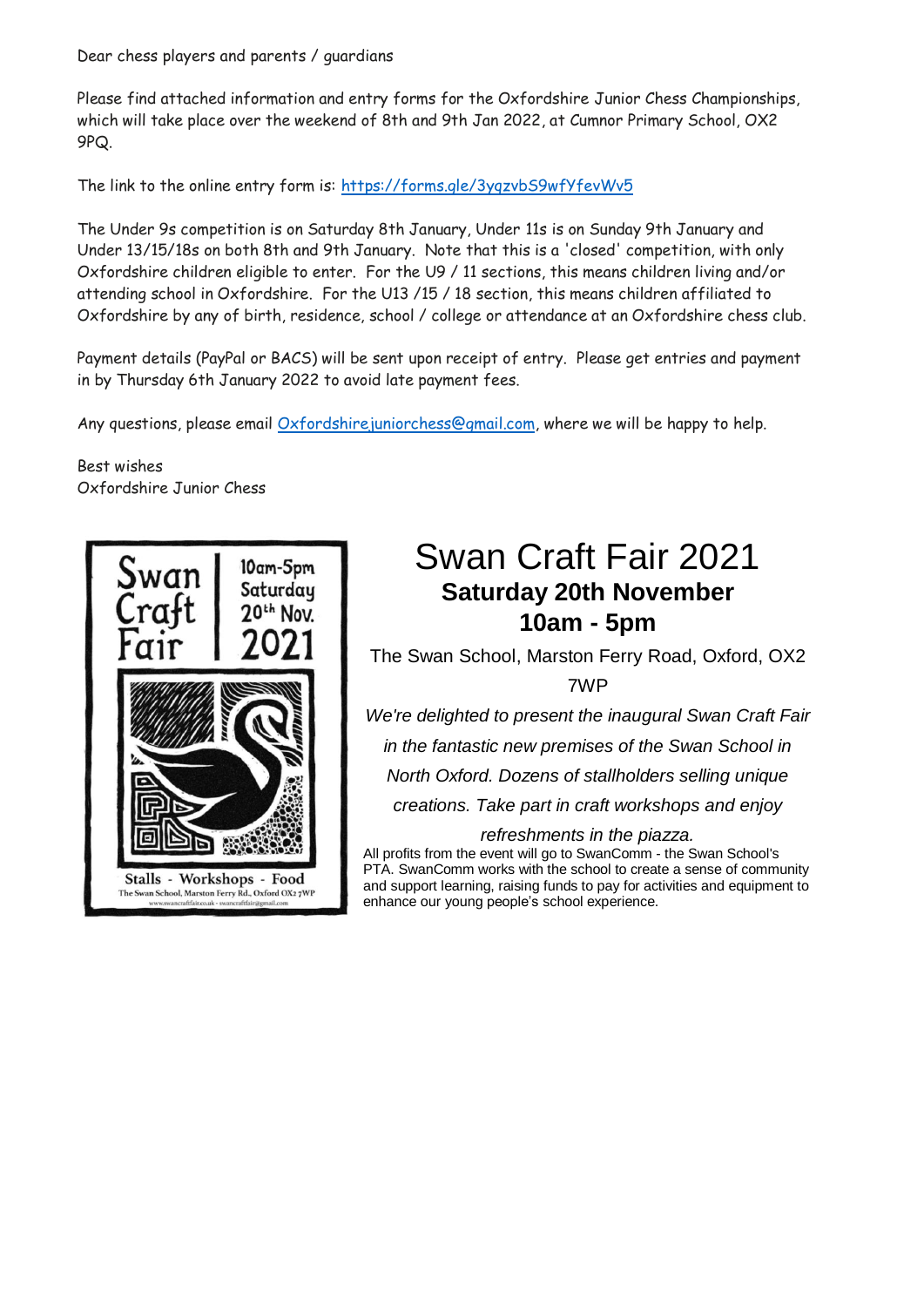Dear chess players and parents / guardians

Please find attached information and entry forms for the Oxfordshire Junior Chess Championships, which will take place over the weekend of 8th and 9th Jan 2022, at Cumnor Primary School, OX2 9PQ.

The link to the online entry form is: https://forms.gle/3ygzvbS9wfYfevWv5

The Under 9s competition is on Saturday 8th January, Under 11s is on Sunday 9th January and Under 13/15/18s on both 8th and 9th January. Note that this is a 'closed' competition, with only Oxfordshire children eligible to enter. For the U9 / 11 sections, this means children living and/or attending school in Oxfordshire. For the U13 /15 / 18 section, this means children affiliated to Oxfordshire by any of birth, residence, school / college or attendance at an Oxfordshire chess club.

Payment details (PayPal or BACS) will be sent upon receipt of entry. Please get entries and payment in by Thursday 6th January 2022 to avoid late payment fees.

Any questions, please email Oxfordshirejuniorchess@gmail.com, where we will be happy to help.

Best wishes
Oxfordshire Junior Chess

Swan Craft Fair
10am-5pm
Saturday
20th Nov.
2021

Stalls - Workshops - Food
The Swan School, Marston Ferry Rd., Oxford OX2 7WP
www.swancraftfair.co.uk - swancraftfair@gmail.com

# Swan Craft Fair 2021

## Saturday 20th November
## 10am - 5pm

The Swan School, Marston Ferry Road, Oxford, OX2 7WP

*We're delighted to present the inaugural Swan Craft Fair in the fantastic new premises of the Swan School in North Oxford. Dozens of stallholders selling unique creations. Take part in craft workshops and enjoy refreshments in the piazza.*

All profits from the event will go to SwanComm - the Swan School's PTA. SwanComm works with the school to create a sense of community and support learning, raising funds to pay for activities and equipment to enhance our young people's school experience.